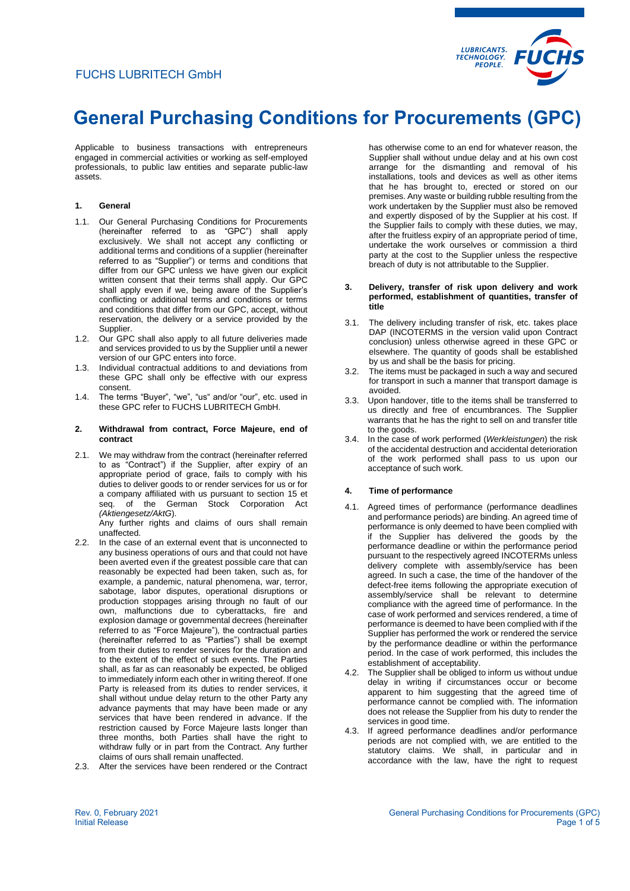FUCHS LUBRITECH GmbH

# General Purchasing Conditions for Procurements (GPC)

Applicable to business transactions with entrepreneurs engaged in commercial activities or working as self-employed professionals, to public law entities and separate public-law assets.

## 1. General

1.1. Our General Purchasing Conditions for Procurements (hereinafter referred to as "GPC") shall apply exclusively. We shall not accept any conflicting or additional terms and conditions of a supplier (hereinafter referred to as "Supplier") or terms and conditions that differ from our GPC unless we have given our explicit written consent that their terms shall apply. Our GPC shall apply even if we, being aware of the Supplier's conflicting or additional terms and conditions or terms and conditions that differ from our GPC, accept, without reservation, the delivery or a service provided by the Supplier.

1.2. Our GPC shall also apply to all future deliveries made and services provided to us by the Supplier until a newer version of our GPC enters into force.

1.3. Individual contractual additions to and deviations from these GPC shall only be effective with our express consent.

1.4. The terms "Buyer", "we", "us" and/or "our", etc. used in these GPC refer to FUCHS LUBRITECH GmbH.

## 2. Withdrawal from contract, Force Majeure, end of contract

2.1. We may withdraw from the contract (hereinafter referred to as "Contract") if the Supplier, after expiry of an appropriate period of grace, fails to comply with his duties to deliver goods to or render services for us or for a company affiliated with us pursuant to section 15 et seq. of the German Stock Corporation Act *(Aktiengesetz/AktG*).

Any further rights and claims of ours shall remain unaffected.

2.2. In the case of an external event that is unconnected to any business operations of ours and that could not have been averted even if the greatest possible care that can reasonably be expected had been taken, such as, for example, a pandemic, natural phenomena, war, terror, sabotage, labor disputes, operational disruptions or production stoppages arising through no fault of our own, malfunctions due to cyberattacks, fire and explosion damage or governmental decrees (hereinafter referred to as "Force Majeure"), the contractual parties (hereinafter referred to as "Parties") shall be exempt from their duties to render services for the duration and to the extent of the effect of such events. The Parties shall, as far as can reasonably be expected, be obliged to immediately inform each other in writing thereof. If one Party is released from its duties to render services, it shall without undue delay return to the other Party any advance payments that may have been made or any services that have been rendered in advance. If the restriction caused by Force Majeure lasts longer than three months, both Parties shall have the right to withdraw fully or in part from the Contract. Any further claims of ours shall remain unaffected.

2.3. After the services have been rendered or the Contract has otherwise come to an end for whatever reason, the Supplier shall without undue delay and at his own cost arrange for the dismantling and removal of his installations, tools and devices as well as other items that he has brought to, erected or stored on our premises. Any waste or building rubble resulting from the work undertaken by the Supplier must also be removed and expertly disposed of by the Supplier at his cost. If the Supplier fails to comply with these duties, we may, after the fruitless expiry of an appropriate period of time, undertake the work ourselves or commission a third party at the cost to the Supplier unless the respective breach of duty is not attributable to the Supplier.

## 3. Delivery, transfer of risk upon delivery and work performed, establishment of quantities, transfer of title

3.1. The delivery including transfer of risk, etc. takes place DAP (INCOTERMS in the version valid upon Contract conclusion) unless otherwise agreed in these GPC or elsewhere. The quantity of goods shall be established by us and shall be the basis for pricing.

3.2. The items must be packaged in such a way and secured for transport in such a manner that transport damage is avoided.

3.3. Upon handover, title to the items shall be transferred to us directly and free of encumbrances. The Supplier warrants that he has the right to sell on and transfer title to the goods.

3.4. In the case of work performed (*Werkleistungen*) the risk of the accidental destruction and accidental deterioration of the work performed shall pass to us upon our acceptance of such work.

## 4. Time of performance

4.1. Agreed times of performance (performance deadlines and performance periods) are binding. An agreed time of performance is only deemed to have been complied with if the Supplier has delivered the goods by the performance deadline or within the performance period pursuant to the respectively agreed INCOTERMs unless delivery complete with assembly/service has been agreed. In such a case, the time of the handover of the defect-free items following the appropriate execution of assembly/service shall be relevant to determine compliance with the agreed time of performance. In the case of work performed and services rendered, a time of performance is deemed to have been complied with if the Supplier has performed the work or rendered the service by the performance deadline or within the performance period. In the case of work performed, this includes the establishment of acceptability.

4.2. The Supplier shall be obliged to inform us without undue delay in writing if circumstances occur or become apparent to him suggesting that the agreed time of performance cannot be complied with. The information does not release the Supplier from his duty to render the services in good time.

4.3. If agreed performance deadlines and/or performance periods are not complied with, we are entitled to the statutory claims. We shall, in particular and in accordance with the law, have the right to request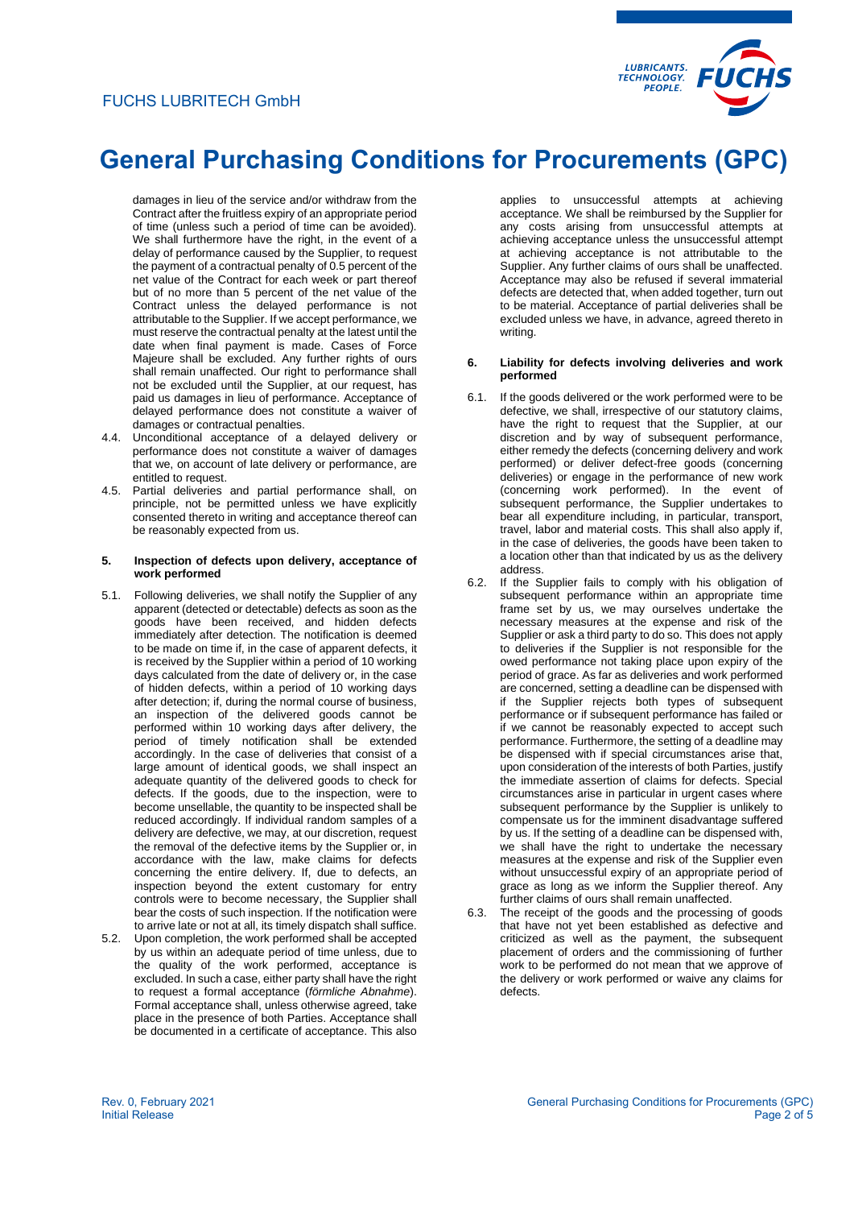damages in lieu of the service and/or withdraw from the Contract after the fruitless expiry of an appropriate period of time (unless such a period of time can be avoided). We shall furthermore have the right, in the event of a delay of performance caused by the Supplier, to request the payment of a contractual penalty of 0.5 percent of the net value of the Contract for each week or part thereof but of no more than 5 percent of the net value of the Contract unless the delayed performance is not attributable to the Supplier. If we accept performance, we must reserve the contractual penalty at the latest until the date when final payment is made. Cases of Force Majeure shall be excluded. Any further rights of ours shall remain unaffected. Our right to performance shall not be excluded until the Supplier, at our request, has paid us damages in lieu of performance. Acceptance of delayed performance does not constitute a waiver of damages or contractual penalties.

4.4. Unconditional acceptance of a delayed delivery or performance does not constitute a waiver of damages that we, on account of late delivery or performance, are entitled to request.

4.5. Partial deliveries and partial performance shall, on principle, not be permitted unless we have explicitly consented thereto in writing and acceptance thereof can be reasonably expected from us.

### 5. Inspection of defects upon delivery, acceptance of work performed

5.1. Following deliveries, we shall notify the Supplier of any apparent (detected or detectable) defects as soon as the goods have been received, and hidden defects immediately after detection. The notification is deemed to be made on time if, in the case of apparent defects, it is received by the Supplier within a period of 10 working days calculated from the date of delivery or, in the case of hidden defects, within a period of 10 working days after detection; if, during the normal course of business, an inspection of the delivered goods cannot be performed within 10 working days after delivery, the period of timely notification shall be extended accordingly. In the case of deliveries that consist of a large amount of identical goods, we shall inspect an adequate quantity of the delivered goods to check for defects. If the goods, due to the inspection, were to become unsellable, the quantity to be inspected shall be reduced accordingly. If individual random samples of a delivery are defective, we may, at our discretion, request the removal of the defective items by the Supplier or, in accordance with the law, make claims for defects concerning the entire delivery. If, due to defects, an inspection beyond the extent customary for entry controls were to become necessary, the Supplier shall bear the costs of such inspection. If the notification were to arrive late or not at all, its timely dispatch shall suffice.

5.2. Upon completion, the work performed shall be accepted by us within an adequate period of time unless, due to the quality of the work performed, acceptance is excluded. In such a case, either party shall have the right to request a formal acceptance (*förmliche Abnahme*). Formal acceptance shall, unless otherwise agreed, take place in the presence of both Parties. Acceptance shall be documented in a certificate of acceptance. This also applies to unsuccessful attempts at achieving acceptance. We shall be reimbursed by the Supplier for any costs arising from unsuccessful attempts at achieving acceptance unless the unsuccessful attempt at achieving acceptance is not attributable to the Supplier. Any further claims of ours shall be unaffected. Acceptance may also be refused if several immaterial defects are detected that, when added together, turn out to be material. Acceptance of partial deliveries shall be excluded unless we have, in advance, agreed thereto in writing.

### 6. Liability for defects involving deliveries and work performed

6.1. If the goods delivered or the work performed were to be defective, we shall, irrespective of our statutory claims, have the right to request that the Supplier, at our discretion and by way of subsequent performance, either remedy the defects (concerning delivery and work performed) or deliver defect-free goods (concerning deliveries) or engage in the performance of new work (concerning work performed). In the event of subsequent performance, the Supplier undertakes to bear all expenditure including, in particular, transport, travel, labor and material costs. This shall also apply if, in the case of deliveries, the goods have been taken to a location other than that indicated by us as the delivery address.

6.2. If the Supplier fails to comply with his obligation of subsequent performance within an appropriate time frame set by us, we may ourselves undertake the necessary measures at the expense and risk of the Supplier or ask a third party to do so. This does not apply to deliveries if the Supplier is not responsible for the owed performance not taking place upon expiry of the period of grace. As far as deliveries and work performed are concerned, setting a deadline can be dispensed with if the Supplier rejects both types of subsequent performance or if subsequent performance has failed or if we cannot be reasonably expected to accept such performance. Furthermore, the setting of a deadline may be dispensed with if special circumstances arise that, upon consideration of the interests of both Parties, justify the immediate assertion of claims for defects. Special circumstances arise in particular in urgent cases where subsequent performance by the Supplier is unlikely to compensate us for the imminent disadvantage suffered by us. If the setting of a deadline can be dispensed with, we shall have the right to undertake the necessary measures at the expense and risk of the Supplier even without unsuccessful expiry of an appropriate period of grace as long as we inform the Supplier thereof. Any further claims of ours shall remain unaffected.

6.3. The receipt of the goods and the processing of goods that have not yet been established as defective and criticized as well as the payment, the subsequent placement of orders and the commissioning of further work to be performed do not mean that we approve of the delivery or work performed or waive any claims for defects.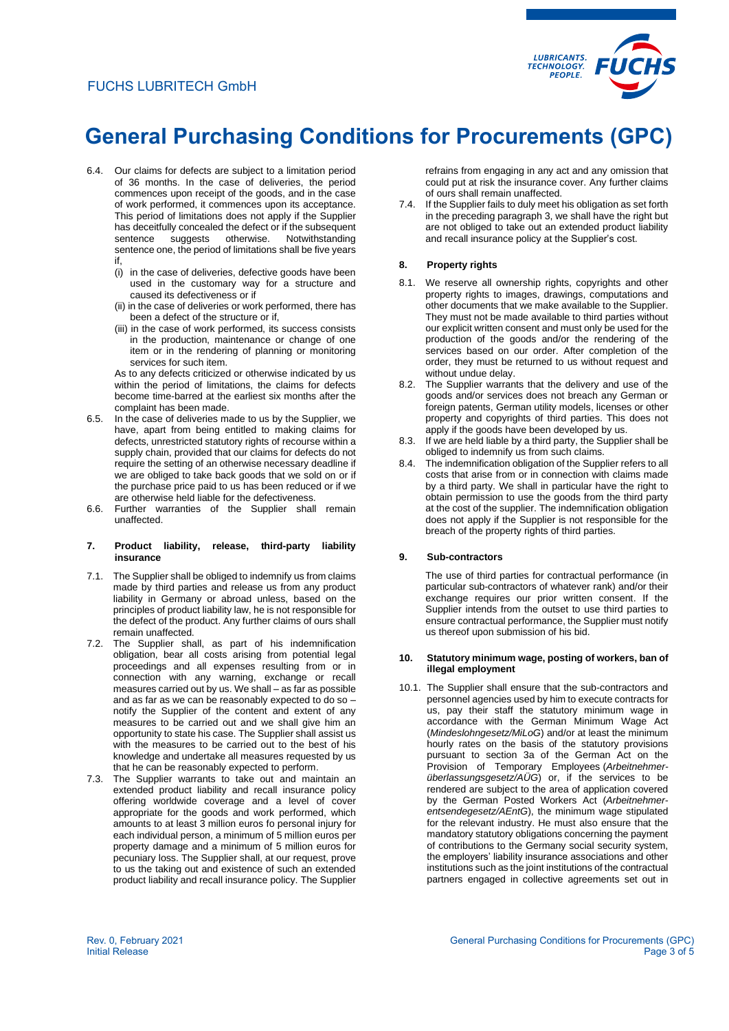6.4. Our claims for defects are subject to a limitation period of 36 months. In the case of deliveries, the period commences upon receipt of the goods, and in the case of work performed, it commences upon its acceptance. This period of limitations does not apply if the Supplier has deceitfully concealed the defect or if the subsequent sentence suggests otherwise. Notwithstanding sentence one, the period of limitations shall be five years if,

(i) in the case of deliveries, defective goods have been used in the customary way for a structure and caused its defectiveness or if

(ii) in the case of deliveries or work performed, there has been a defect of the structure or if,

(iii) in the case of work performed, its success consists in the production, maintenance or change of one item or in the rendering of planning or monitoring services for such item.

As to any defects criticized or otherwise indicated by us within the period of limitations, the claims for defects become time-barred at the earliest six months after the complaint has been made.

6.5. In the case of deliveries made to us by the Supplier, we have, apart from being entitled to making claims for defects, unrestricted statutory rights of recourse within a supply chain, provided that our claims for defects do not require the setting of an otherwise necessary deadline if we are obliged to take back goods that we sold on or if the purchase price paid to us has been reduced or if we are otherwise held liable for the defectiveness.

6.6. Further warranties of the Supplier shall remain unaffected.

## 7. Product liability, release, third-party liability insurance

7.1. The Supplier shall be obliged to indemnify us from claims made by third parties and release us from any product liability in Germany or abroad unless, based on the principles of product liability law, he is not responsible for the defect of the product. Any further claims of ours shall remain unaffected.

7.2. The Supplier shall, as part of his indemnification obligation, bear all costs arising from potential legal proceedings and all expenses resulting from or in connection with any warning, exchange or recall measures carried out by us. We shall – as far as possible and as far as we can be reasonably expected to do so – notify the Supplier of the content and extent of any measures to be carried out and we shall give him an opportunity to state his case. The Supplier shall assist us with the measures to be carried out to the best of his knowledge and undertake all measures requested by us that he can be reasonably expected to perform.

7.3. The Supplier warrants to take out and maintain an extended product liability and recall insurance policy offering worldwide coverage and a level of cover appropriate for the goods and work performed, which amounts to at least 3 million euros fo personal injury for each individual person, a minimum of 5 million euros per property damage and a minimum of 5 million euros for pecuniary loss. The Supplier shall, at our request, prove to us the taking out and existence of such an extended product liability and recall insurance policy. The Supplier refrains from engaging in any act and any omission that could put at risk the insurance cover. Any further claims of ours shall remain unaffected.

7.4. If the Supplier fails to duly meet his obligation as set forth in the preceding paragraph 3, we shall have the right but are not obliged to take out an extended product liability and recall insurance policy at the Supplier's cost.

## 8. Property rights

8.1. We reserve all ownership rights, copyrights and other property rights to images, drawings, computations and other documents that we make available to the Supplier. They must not be made available to third parties without our explicit written consent and must only be used for the production of the goods and/or the rendering of the services based on our order. After completion of the order, they must be returned to us without request and without undue delay.

8.2. The Supplier warrants that the delivery and use of the goods and/or services does not breach any German or foreign patents, German utility models, licenses or other property and copyrights of third parties. This does not apply if the goods have been developed by us.

8.3. If we are held liable by a third party, the Supplier shall be obliged to indemnify us from such claims.

8.4. The indemnification obligation of the Supplier refers to all costs that arise from or in connection with claims made by a third party. We shall in particular have the right to obtain permission to use the goods from the third party at the cost of the supplier. The indemnification obligation does not apply if the Supplier is not responsible for the breach of the property rights of third parties.

## 9. Sub-contractors

The use of third parties for contractual performance (in particular sub-contractors of whatever rank) and/or their exchange requires our prior written consent. If the Supplier intends from the outset to use third parties to ensure contractual performance, the Supplier must notify us thereof upon submission of his bid.

## 10. Statutory minimum wage, posting of workers, ban of illegal employment

10.1. The Supplier shall ensure that the sub-contractors and personnel agencies used by him to execute contracts for us, pay their staff the statutory minimum wage in accordance with the German Minimum Wage Act (*Mindeslohngesetz/MiLoG*) and/or at least the minimum hourly rates on the basis of the statutory provisions pursuant to section 3a of the German Act on the Provision of Temporary Employees (*Arbeitnehmerüberlassungsgesetz/AÜG*) or, if the services to be rendered are subject to the area of application covered by the German Posted Workers Act (*Arbeitnehmerentsendegesetz/AEntG*), the minimum wage stipulated for the relevant industry. He must also ensure that the mandatory statutory obligations concerning the payment of contributions to the Germany social security system, the employers' liability insurance associations and other institutions such as the joint institutions of the contractual partners engaged in collective agreements set out in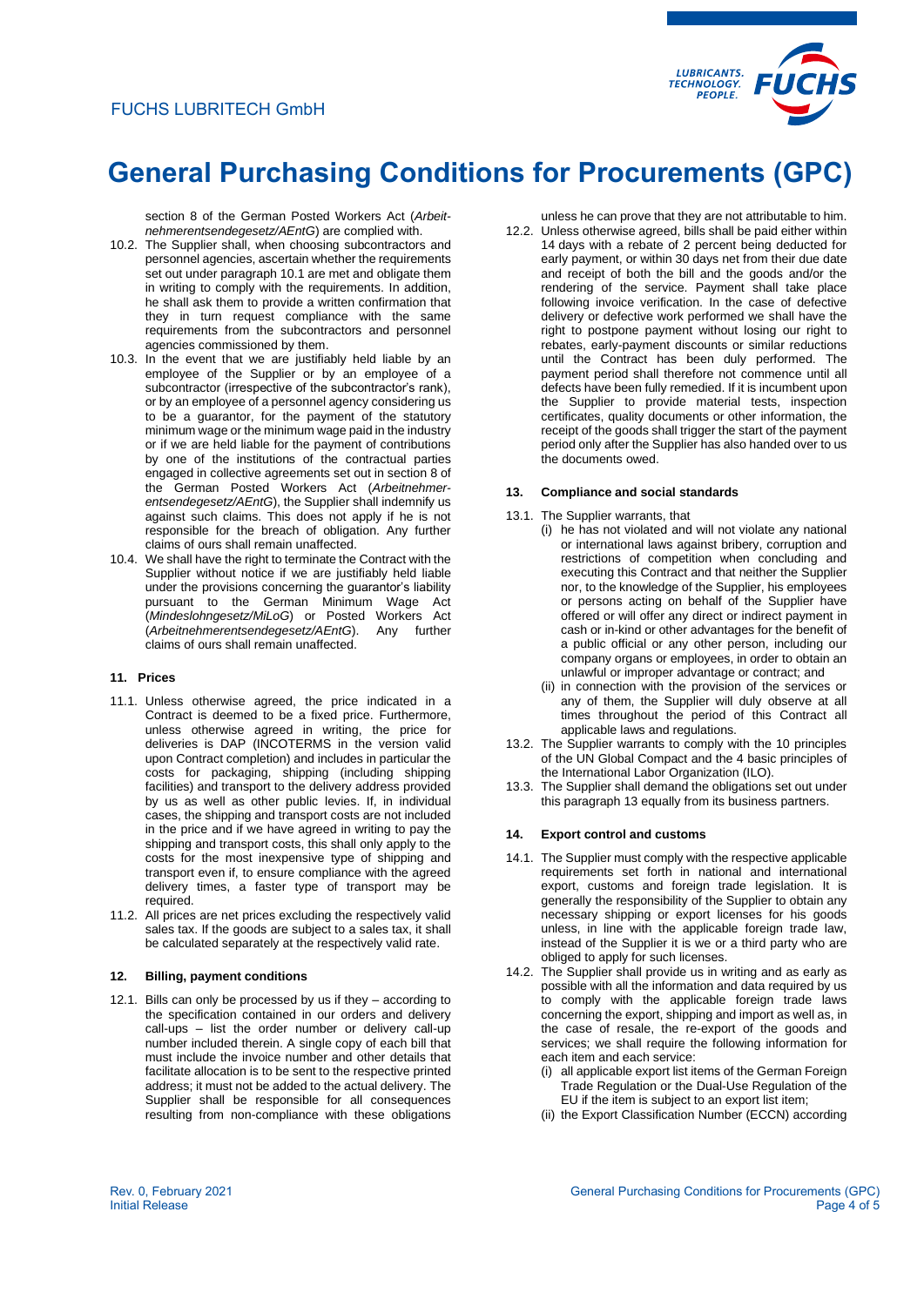section 8 of the German Posted Workers Act (*Arbeitnehmerentsendegesetz/AEntG*) are complied with.

10.2. The Supplier shall, when choosing subcontractors and personnel agencies, ascertain whether the requirements set out under paragraph 10.1 are met and obligate them in writing to comply with the requirements. In addition, he shall ask them to provide a written confirmation that they in turn request compliance with the same requirements from the subcontractors and personnel agencies commissioned by them.

10.3. In the event that we are justifiably held liable by an employee of the Supplier or by an employee of a subcontractor (irrespective of the subcontractor's rank), or by an employee of a personnel agency considering us to be a guarantor, for the payment of the statutory minimum wage or the minimum wage paid in the industry or if we are held liable for the payment of contributions by one of the institutions of the contractual parties engaged in collective agreements set out in section 8 of the German Posted Workers Act (*Arbeitnehmerentsendegesetz/AEntG*), the Supplier shall indemnify us against such claims. This does not apply if he is not responsible for the breach of obligation. Any further claims of ours shall remain unaffected.

10.4. We shall have the right to terminate the Contract with the Supplier without notice if we are justifiably held liable under the provisions concerning the guarantor's liability pursuant to the German Minimum Wage Act (*Mindeslohngesetz/MiLoG*) or Posted Workers Act (*Arbeitnehmerentsendegesetz/AEntG*). Any further claims of ours shall remain unaffected.

## 11. Prices

11.1. Unless otherwise agreed, the price indicated in a Contract is deemed to be a fixed price. Furthermore, unless otherwise agreed in writing, the price for deliveries is DAP (INCOTERMS in the version valid upon Contract completion) and includes in particular the costs for packaging, shipping (including shipping facilities) and transport to the delivery address provided by us as well as other public levies. If, in individual cases, the shipping and transport costs are not included in the price and if we have agreed in writing to pay the shipping and transport costs, this shall only apply to the costs for the most inexpensive type of shipping and transport even if, to ensure compliance with the agreed delivery times, a faster type of transport may be required.

11.2. All prices are net prices excluding the respectively valid sales tax. If the goods are subject to a sales tax, it shall be calculated separately at the respectively valid rate.

## 12. Billing, payment conditions

12.1. Bills can only be processed by us if they – according to the specification contained in our orders and delivery call-ups – list the order number or delivery call-up number included therein. A single copy of each bill that must include the invoice number and other details that facilitate allocation is to be sent to the respective printed address; it must not be added to the actual delivery. The Supplier shall be responsible for all consequences resulting from non-compliance with these obligations unless he can prove that they are not attributable to him.

12.2. Unless otherwise agreed, bills shall be paid either within 14 days with a rebate of 2 percent being deducted for early payment, or within 30 days net from their due date and receipt of both the bill and the goods and/or the rendering of the service. Payment shall take place following invoice verification. In the case of defective delivery or defective work performed we shall have the right to postpone payment without losing our right to rebates, early-payment discounts or similar reductions until the Contract has been duly performed. The payment period shall therefore not commence until all defects have been fully remedied. If it is incumbent upon the Supplier to provide material tests, inspection certificates, quality documents or other information, the receipt of the goods shall trigger the start of the payment period only after the Supplier has also handed over to us the documents owed.

## 13. Compliance and social standards

13.1. The Supplier warrants, that
   (i) he has not violated and will not violate any national or international laws against bribery, corruption and restrictions of competition when concluding and executing this Contract and that neither the Supplier nor, to the knowledge of the Supplier, his employees or persons acting on behalf of the Supplier have offered or will offer any direct or indirect payment in cash or in-kind or other advantages for the benefit of a public official or any other person, including our company organs or employees, in order to obtain an unlawful or improper advantage or contract; and
   (ii) in connection with the provision of the services or any of them, the Supplier will duly observe at all times throughout the period of this Contract all applicable laws and regulations.

13.2. The Supplier warrants to comply with the 10 principles of the UN Global Compact and the 4 basic principles of the International Labor Organization (ILO).

13.3. The Supplier shall demand the obligations set out under this paragraph 13 equally from its business partners.

## 14. Export control and customs

14.1. The Supplier must comply with the respective applicable requirements set forth in national and international export, customs and foreign trade legislation. It is generally the responsibility of the Supplier to obtain any necessary shipping or export licenses for his goods unless, in line with the applicable foreign trade law, instead of the Supplier it is we or a third party who are obliged to apply for such licenses.

14.2. The Supplier shall provide us in writing and as early as possible with all the information and data required by us to comply with the applicable foreign trade laws concerning the export, shipping and import as well as, in the case of resale, the re-export of the goods and services; we shall require the following information for each item and each service:
   (i) all applicable export list items of the German Foreign Trade Regulation or the Dual-Use Regulation of the EU if the item is subject to an export list item;
   (ii) the Export Classification Number (ECCN) according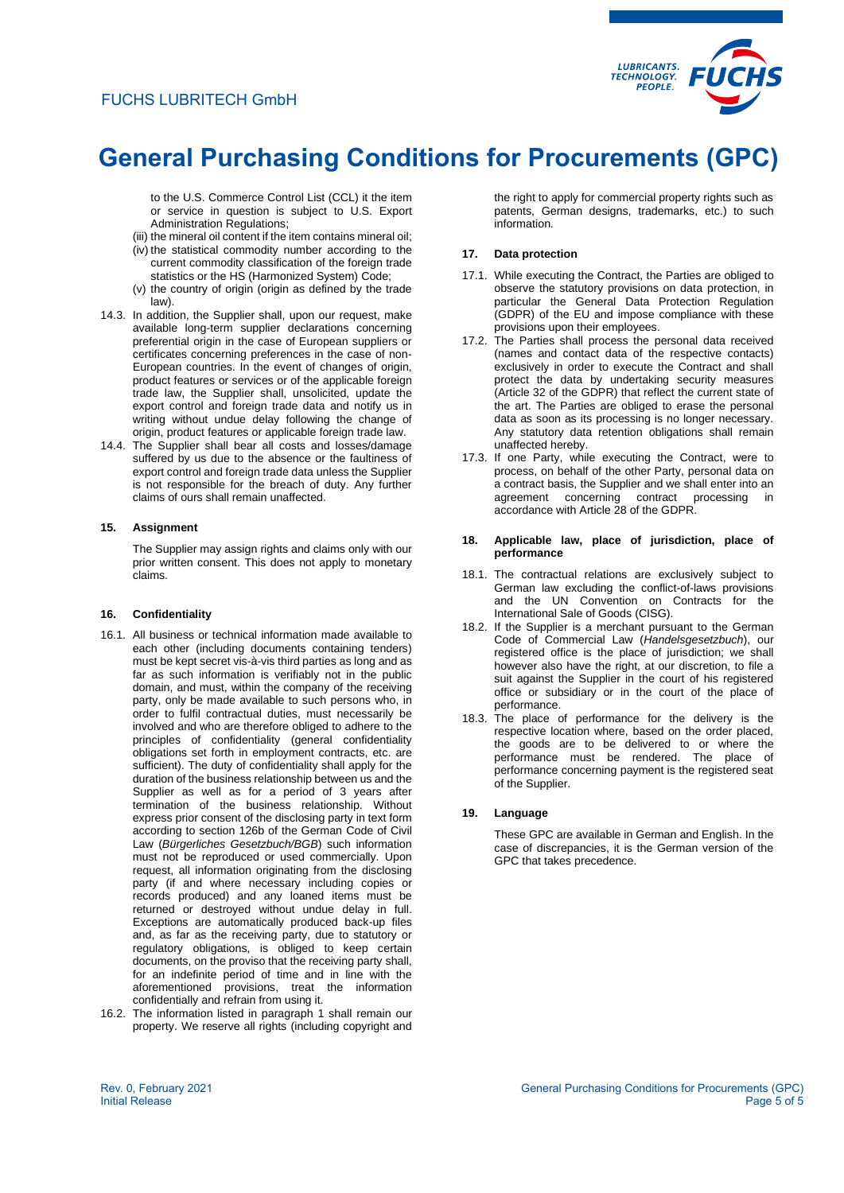to the U.S. Commerce Control List (CCL) it the item or service in question is subject to U.S. Export Administration Regulations;

(iii) the mineral oil content if the item contains mineral oil;

(iv) the statistical commodity number according to the current commodity classification of the foreign trade statistics or the HS (Harmonized System) Code;

(v) the country of origin (origin as defined by the trade law).

14.3. In addition, the Supplier shall, upon our request, make available long-term supplier declarations concerning preferential origin in the case of European suppliers or certificates concerning preferences in the case of non-European countries. In the event of changes of origin, product features or services or of the applicable foreign trade law, the Supplier shall, unsolicited, update the export control and foreign trade data and notify us in writing without undue delay following the change of origin, product features or applicable foreign trade law.

14.4. The Supplier shall bear all costs and losses/damage suffered by us due to the absence or the faultiness of export control and foreign trade data unless the Supplier is not responsible for the breach of duty. Any further claims of ours shall remain unaffected.

#### 15. Assignment

The Supplier may assign rights and claims only with our prior written consent. This does not apply to monetary claims.

#### 16. Confidentiality

16.1. All business or technical information made available to each other (including documents containing tenders) must be kept secret vis-à-vis third parties as long and as far as such information is verifiably not in the public domain, and must, within the company of the receiving party, only be made available to such persons who, in order to fulfil contractual duties, must necessarily be involved and who are therefore obliged to adhere to the principles of confidentiality (general confidentiality obligations set forth in employment contracts, etc. are sufficient). The duty of confidentiality shall apply for the duration of the business relationship between us and the Supplier as well as for a period of 3 years after termination of the business relationship. Without express prior consent of the disclosing party in text form according to section 126b of the German Code of Civil Law (*Bürgerliches Gesetzbuch/BGB*) such information must not be reproduced or used commercially. Upon request, all information originating from the disclosing party (if and where necessary including copies or records produced) and any loaned items must be returned or destroyed without undue delay in full. Exceptions are automatically produced back-up files and, as far as the receiving party, due to statutory or regulatory obligations, is obliged to keep certain documents, on the proviso that the receiving party shall, for an indefinite period of time and in line with the aforementioned provisions, treat the information confidentially and refrain from using it.

16.2. The information listed in paragraph 1 shall remain our property. We reserve all rights (including copyright and the right to apply for commercial property rights such as patents, German designs, trademarks, etc.) to such information.

#### 17. Data protection

17.1. While executing the Contract, the Parties are obliged to observe the statutory provisions on data protection, in particular the General Data Protection Regulation (GDPR) of the EU and impose compliance with these provisions upon their employees.

17.2. The Parties shall process the personal data received (names and contact data of the respective contacts) exclusively in order to execute the Contract and shall protect the data by undertaking security measures (Article 32 of the GDPR) that reflect the current state of the art. The Parties are obliged to erase the personal data as soon as its processing is no longer necessary. Any statutory data retention obligations shall remain unaffected hereby.

17.3. If one Party, while executing the Contract, were to process, on behalf of the other Party, personal data on a contract basis, the Supplier and we shall enter into an agreement concerning contract processing in accordance with Article 28 of the GDPR.

#### 18. Applicable law, place of jurisdiction, place of performance

18.1. The contractual relations are exclusively subject to German law excluding the conflict-of-laws provisions and the UN Convention on Contracts for the International Sale of Goods (CISG).

18.2. If the Supplier is a merchant pursuant to the German Code of Commercial Law (*Handelsgesetzbuch*), our registered office is the place of jurisdiction; we shall however also have the right, at our discretion, to file a suit against the Supplier in the court of his registered office or subsidiary or in the court of the place of performance.

18.3. The place of performance for the delivery is the respective location where, based on the order placed, the goods are to be delivered to or where the performance must be rendered. The place of performance concerning payment is the registered seat of the Supplier.

#### 19. Language

These GPC are available in German and English. In the case of discrepancies, it is the German version of the GPC that takes precedence.